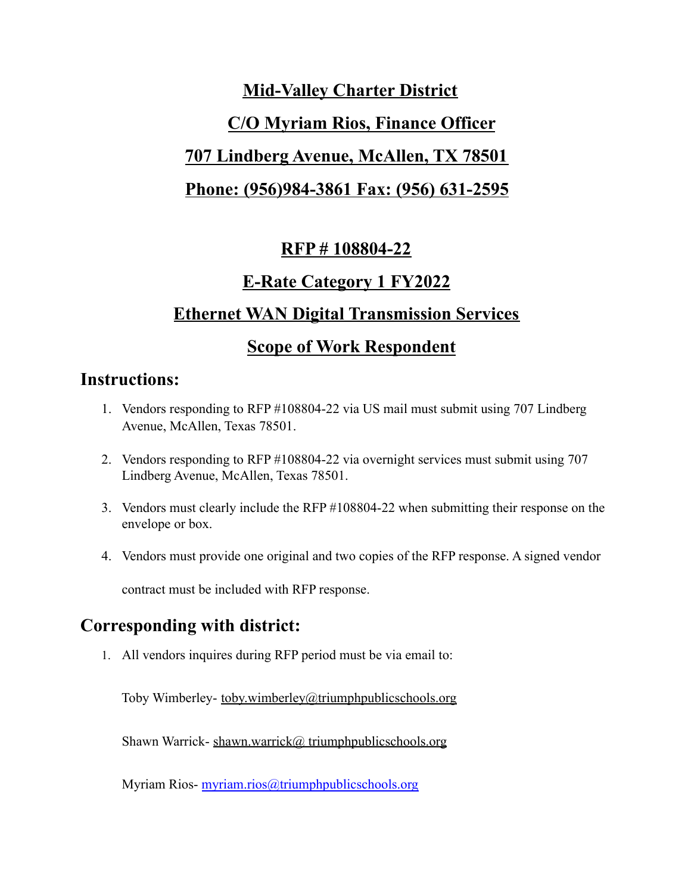# Mid-Valley Charter District

## C/O Myriam Rios, Finance Officer

## 707 Lindberg Avenue, McAllen, TX 78501

## Phone: (956)984-3861 Fax: (956) 631-2595

## RFP # 108804-22

## E-Rate Category 1 FY2022

## Ethernet WAN Digital Transmission Services

## Scope of Work Respondent

## Instructions:

1. Vendors responding to RFP #108804-22 via US mail must submit using 707 Lindberg Avenue, McAllen, Texas 78501.
2. Vendors responding to RFP #108804-22 via overnight services must submit using 707 Lindberg Avenue, McAllen, Texas 78501.
3. Vendors must clearly include the RFP #108804-22 when submitting their response on the envelope or box.
4. Vendors must provide one original and two copies of the RFP response. A signed vendor contract must be included with RFP response.

## Corresponding with district:

1. All vendors inquires during RFP period must be via email to:

   Toby Wimberley- toby.wimberley@triumphpublicschools.org

   Shawn Warrick- shawn.warrick@ triumphpublicschools.org

   Myriam Rios- myriam.rios@triumphpublicschools.org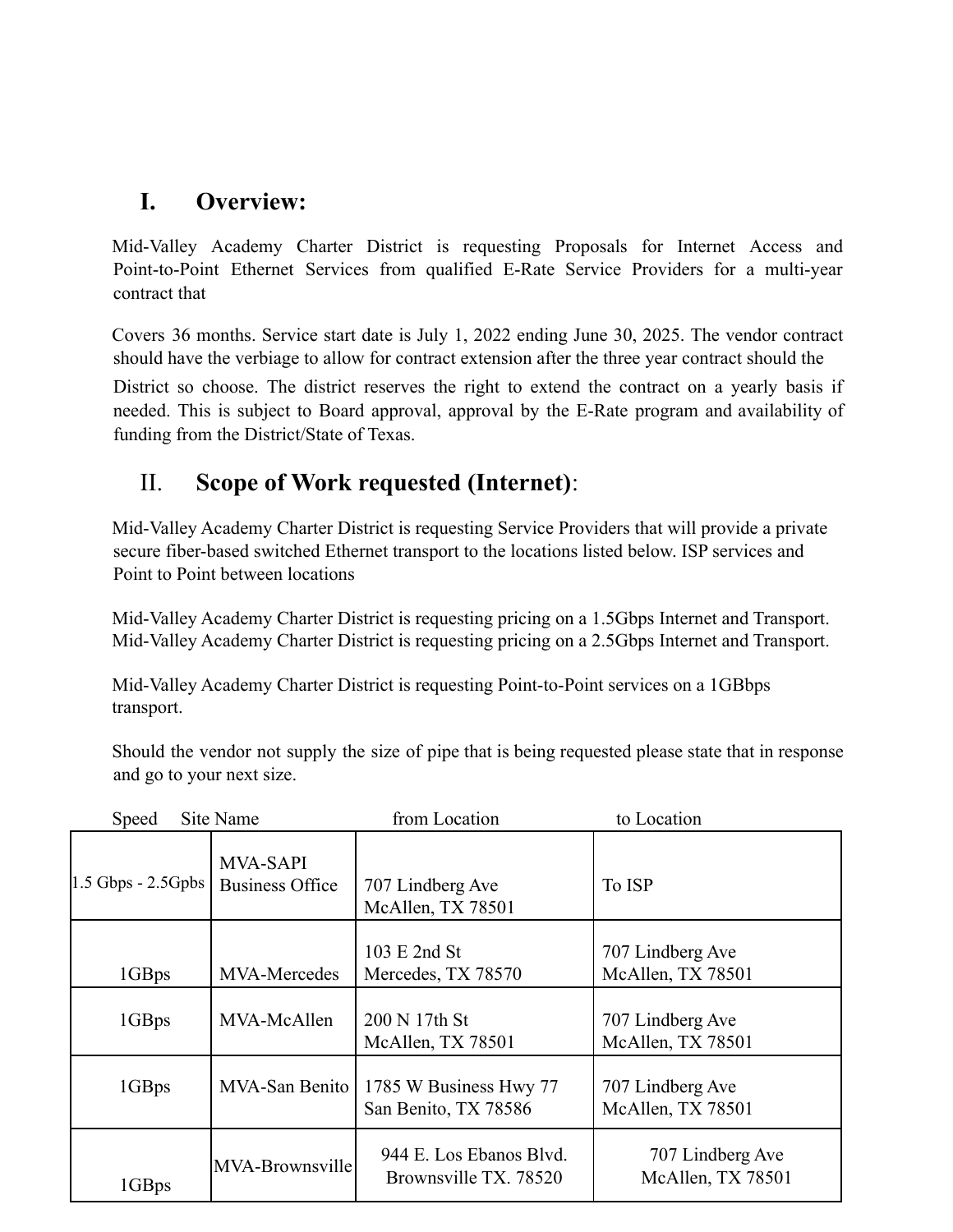## I. Overview:

Mid-Valley Academy Charter District is requesting Proposals for Internet Access and Point-to-Point Ethernet Services from qualified E-Rate Service Providers for a multi-year contract that

Covers 36 months. Service start date is July 1, 2022 ending June 30, 2025. The vendor contract should have the verbiage to allow for contract extension after the three year contract should the District so choose. The district reserves the right to extend the contract on a yearly basis if needed. This is subject to Board approval, approval by the E-Rate program and availability of funding from the District/State of Texas.

## II. Scope of Work requested (Internet):

Mid-Valley Academy Charter District is requesting Service Providers that will provide a private secure fiber-based switched Ethernet transport to the locations listed below. ISP services and Point to Point between locations

Mid-Valley Academy Charter District is requesting pricing on a 1.5Gbps Internet and Transport.
Mid-Valley Academy Charter District is requesting pricing on a 2.5Gbps Internet and Transport.

Mid-Valley Academy Charter District is requesting Point-to-Point services on a 1GBbps transport.

Should the vendor not supply the size of pipe that is being requested please state that in response and go to your next size.

| Speed | Site Name | from Location | to Location |
|---|---|---|---|
| 1.5 Gbps - 2.5Gpbs | MVA-SAPI Business Office | 707 Lindberg Ave McAllen, TX 78501 | To ISP |
| 1GBps | MVA-Mercedes | 103 E 2nd St Mercedes, TX 78570 | 707 Lindberg Ave McAllen, TX 78501 |
| 1GBps | MVA-McAllen | 200 N 17th St McAllen, TX 78501 | 707 Lindberg Ave McAllen, TX 78501 |
| 1GBps | MVA-San Benito | 1785 W Business Hwy 77 San Benito, TX 78586 | 707 Lindberg Ave McAllen, TX 78501 |
| 1GBps | MVA-Brownsville | 944 E. Los Ebanos Blvd. Brownsville TX. 78520 | 707 Lindberg Ave McAllen, TX 78501 |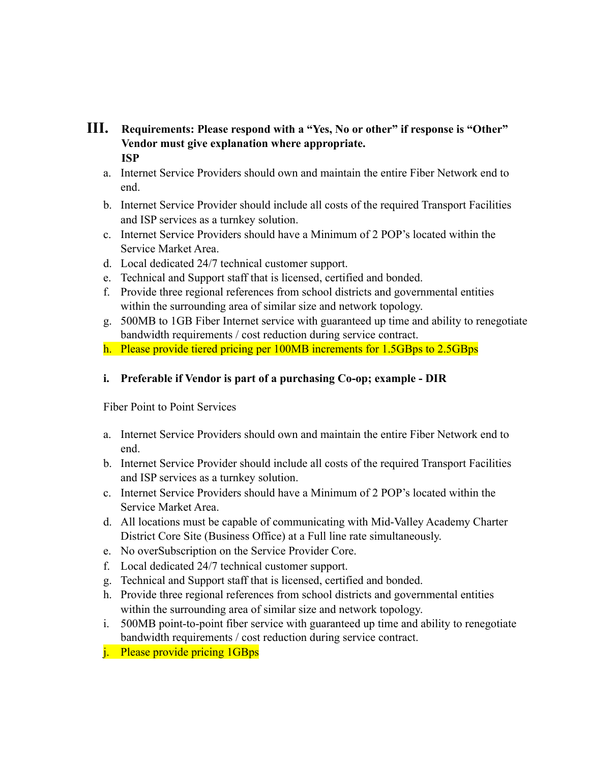## III. Requirements: Please respond with a "Yes, No or other" if response is "Other" Vendor must give explanation where appropriate.

**ISP**

a. Internet Service Providers should own and maintain the entire Fiber Network end to end.
b. Internet Service Provider should include all costs of the required Transport Facilities and ISP services as a turnkey solution.
c. Internet Service Providers should have a Minimum of 2 POP's located within the Service Market Area.
d. Local dedicated 24/7 technical customer support.
e. Technical and Support staff that is licensed, certified and bonded.
f. Provide three regional references from school districts and governmental entities within the surrounding area of similar size and network topology.
g. 500MB to 1GB Fiber Internet service with guaranteed up time and ability to renegotiate bandwidth requirements / cost reduction during service contract.
h. Please provide tiered pricing per 100MB increments for 1.5GBps to 2.5GBps

**i. Preferable if Vendor is part of a purchasing Co-op; example - DIR**

Fiber Point to Point Services

a. Internet Service Providers should own and maintain the entire Fiber Network end to end.
b. Internet Service Provider should include all costs of the required Transport Facilities and ISP services as a turnkey solution.
c. Internet Service Providers should have a Minimum of 2 POP's located within the Service Market Area.
d. All locations must be capable of communicating with Mid-Valley Academy Charter District Core Site (Business Office) at a Full line rate simultaneously.
e. No overSubscription on the Service Provider Core.
f. Local dedicated 24/7 technical customer support.
g. Technical and Support staff that is licensed, certified and bonded.
h. Provide three regional references from school districts and governmental entities within the surrounding area of similar size and network topology.
i. 500MB point-to-point fiber service with guaranteed up time and ability to renegotiate bandwidth requirements / cost reduction during service contract.
j. Please provide pricing 1GBps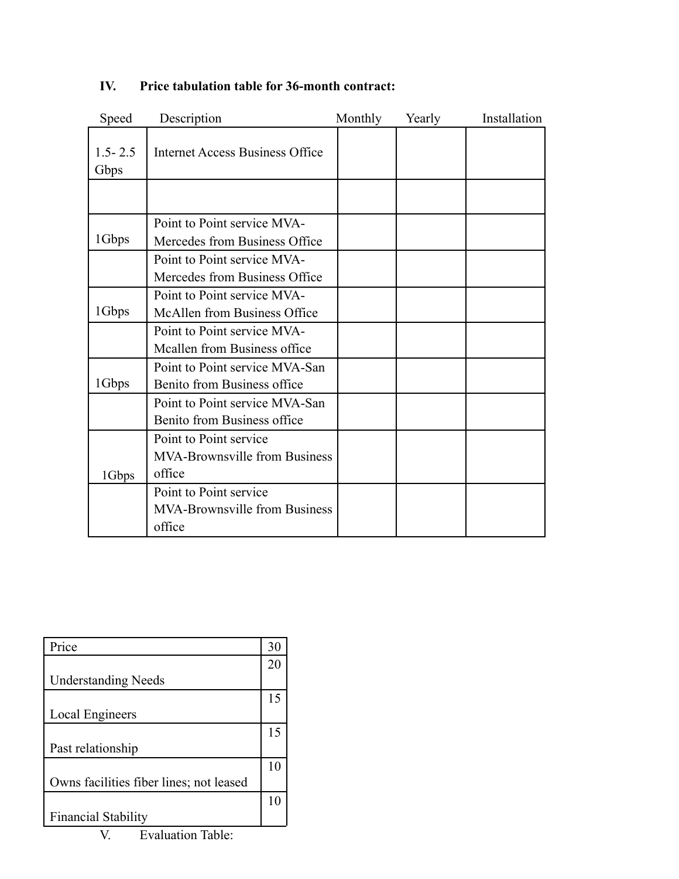### IV. Price tabulation table for 36-month contract:

| Speed | Description | Monthly | Yearly | Installation |
|---|---|---|---|---|
| 1.5- 2.5 Gbps | Internet Access Business Office | | | |
| | | | | |
| 1Gbps | Point to Point service MVA-Mercedes from Business Office | | | |
| | Point to Point service MVA-Mercedes from Business Office | | | |
| 1Gbps | Point to Point service MVA-McAllen from Business Office | | | |
| | Point to Point service MVA-Mcallen from Business office | | | |
| 1Gbps | Point to Point service MVA-San Benito from Business office | | | |
| | Point to Point service MVA-San Benito from Business office | | | |
| 1Gbps | Point to Point service MVA-Brownsville from Business office | | | |
| | Point to Point service MVA-Brownsville from Business office | | | |

| | |
|---|---|
| Price | 30 |
| Understanding Needs | 20 |
| Local Engineers | 15 |
| Past relationship | 15 |
| Owns facilities fiber lines; not leased | 10 |
| Financial Stability | 10 |

V. Evaluation Table: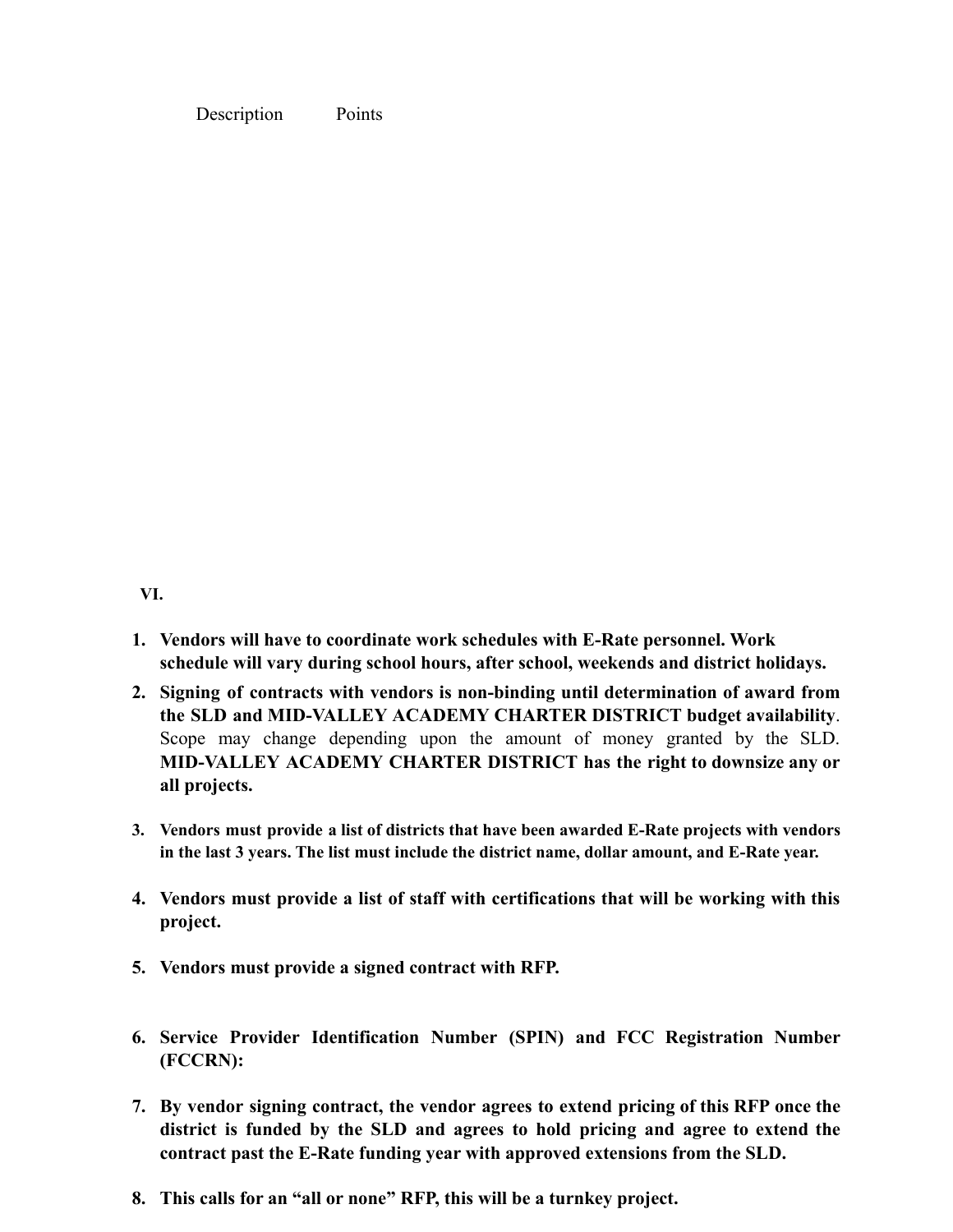| Description | Points |
|---|---|

**VI.**

1. **Vendors will have to coordinate work schedules with E-Rate personnel. Work schedule will vary during school hours, after school, weekends and district holidays.**
2. **Signing of contracts with vendors is non-binding until determination of award from the SLD and MID-VALLEY ACADEMY CHARTER DISTRICT budget availability**. Scope may change depending upon the amount of money granted by the SLD. **MID-VALLEY ACADEMY CHARTER DISTRICT has the right to downsize any or all projects.**
3. **Vendors must provide a list of districts that have been awarded E-Rate projects with vendors in the last 3 years. The list must include the district name, dollar amount, and E-Rate year.**
4. **Vendors must provide a list of staff with certifications that will be working with this project.**
5. **Vendors must provide a signed contract with RFP.**
6. **Service Provider Identification Number (SPIN) and FCC Registration Number (FCCRN):**
7. **By vendor signing contract, the vendor agrees to extend pricing of this RFP once the district is funded by the SLD and agrees to hold pricing and agree to extend the contract past the E-Rate funding year with approved extensions from the SLD.**
8. **This calls for an "all or none" RFP, this will be a turnkey project.**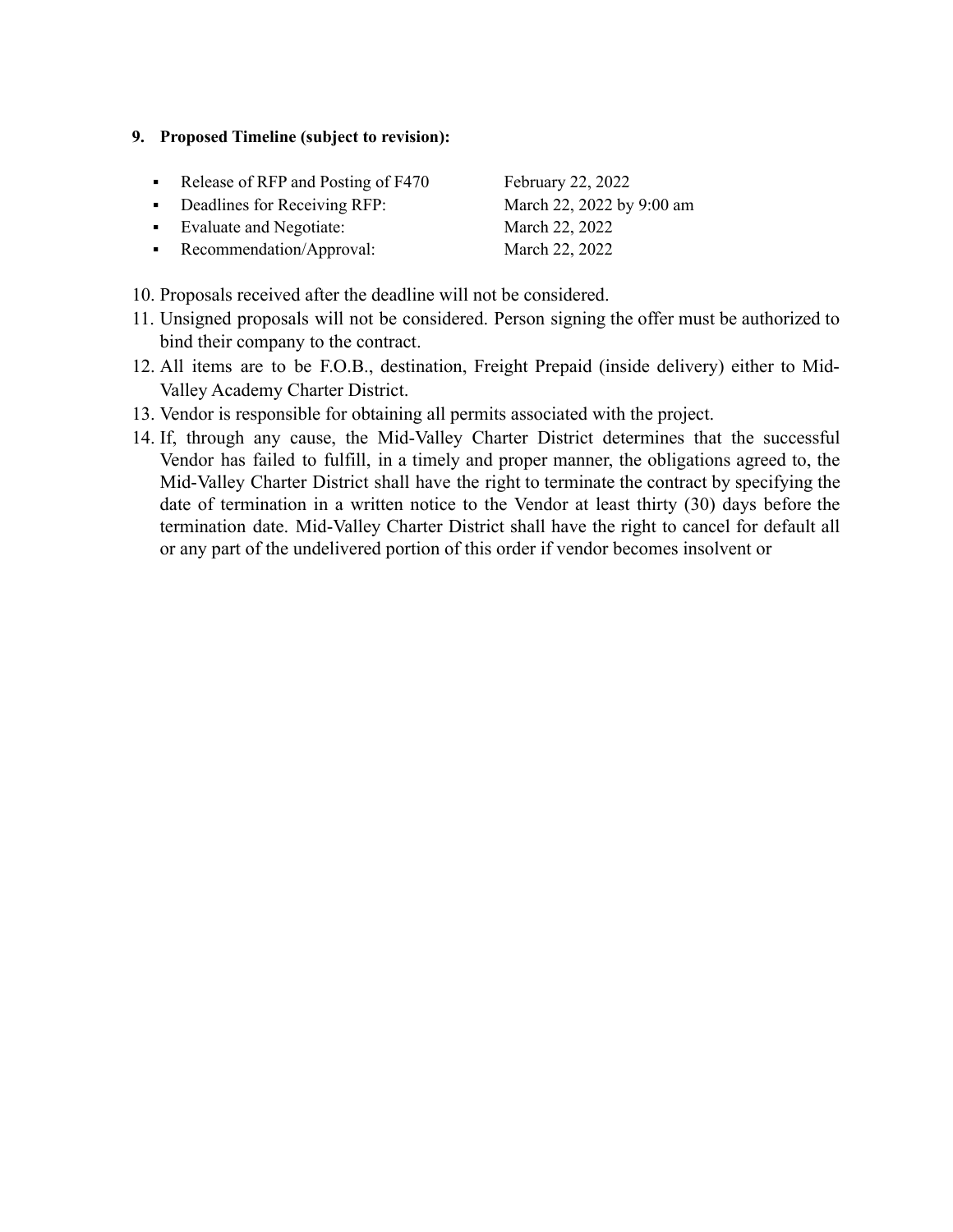9. **Proposed Timeline (subject to revision):**

   - Release of RFP and Posting of F470 February 22, 2022
   - Deadlines for Receiving RFP: March 22, 2022 by 9:00 am
   - Evaluate and Negotiate: March 22, 2022
   - Recommendation/Approval: March 22, 2022

10. Proposals received after the deadline will not be considered.
11. Unsigned proposals will not be considered. Person signing the offer must be authorized to bind their company to the contract.
12. All items are to be F.O.B., destination, Freight Prepaid (inside delivery) either to Mid-Valley Academy Charter District.
13. Vendor is responsible for obtaining all permits associated with the project.
14. If, through any cause, the Mid-Valley Charter District determines that the successful Vendor has failed to fulfill, in a timely and proper manner, the obligations agreed to, the Mid-Valley Charter District shall have the right to terminate the contract by specifying the date of termination in a written notice to the Vendor at least thirty (30) days before the termination date. Mid-Valley Charter District shall have the right to cancel for default all or any part of the undelivered portion of this order if vendor becomes insolvent or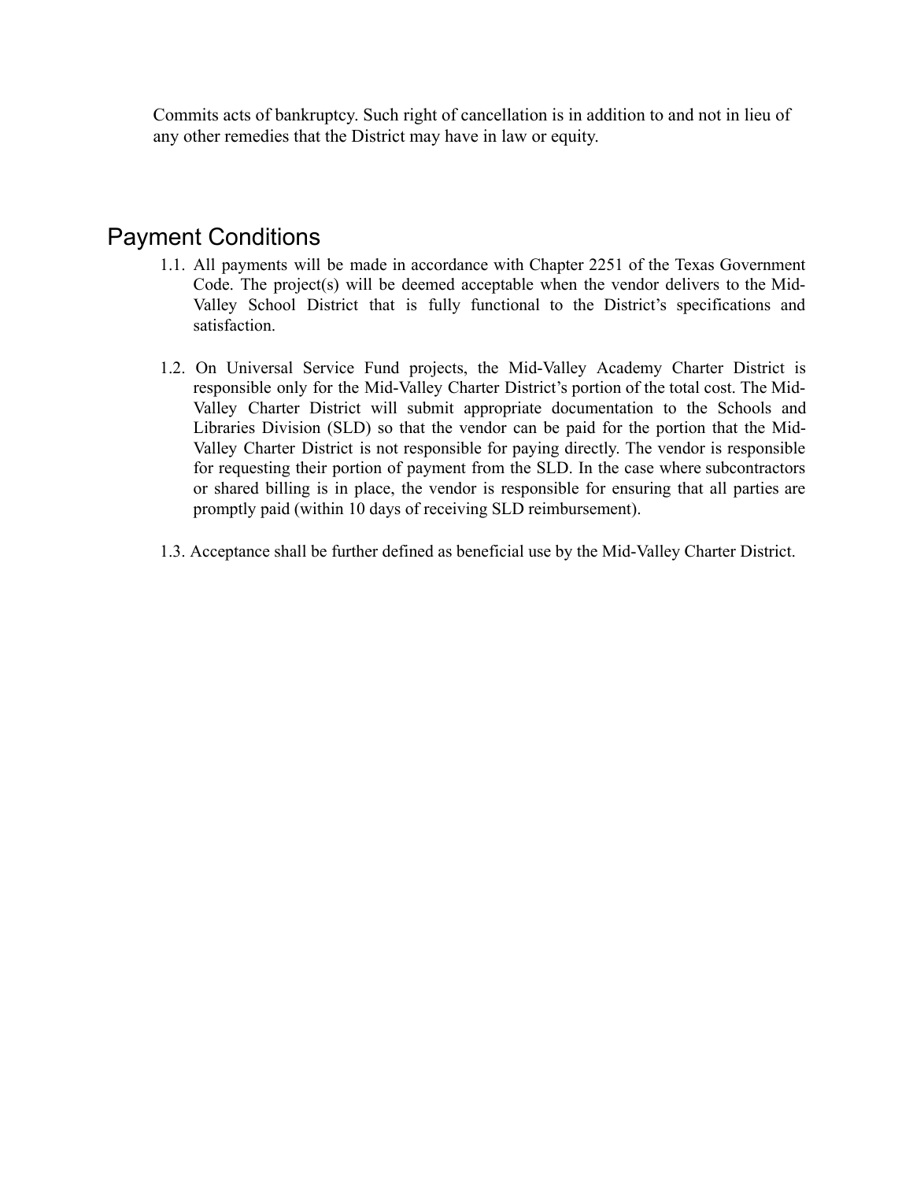Commits acts of bankruptcy. Such right of cancellation is in addition to and not in lieu of any other remedies that the District may have in law or equity.

## Payment Conditions

1.1. All payments will be made in accordance with Chapter 2251 of the Texas Government Code. The project(s) will be deemed acceptable when the vendor delivers to the Mid-Valley School District that is fully functional to the District's specifications and satisfaction.

1.2. On Universal Service Fund projects, the Mid-Valley Academy Charter District is responsible only for the Mid-Valley Charter District's portion of the total cost. The Mid-Valley Charter District will submit appropriate documentation to the Schools and Libraries Division (SLD) so that the vendor can be paid for the portion that the Mid-Valley Charter District is not responsible for paying directly. The vendor is responsible for requesting their portion of payment from the SLD. In the case where subcontractors or shared billing is in place, the vendor is responsible for ensuring that all parties are promptly paid (within 10 days of receiving SLD reimbursement).

1.3. Acceptance shall be further defined as beneficial use by the Mid-Valley Charter District.